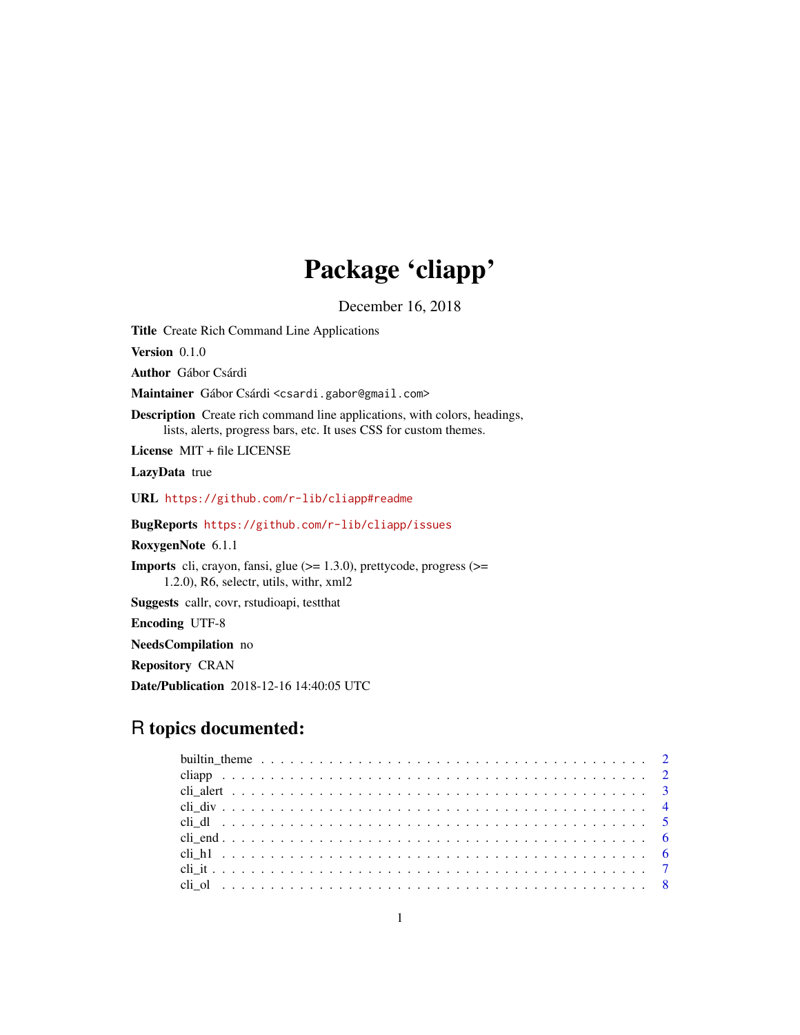# Package 'cliapp'

December 16, 2018

**Title** Create Rich Command Line Applications

**Version** 0.1.0

**Author** Gábor Csárdi

**Maintainer** Gábor Csárdi <csardi.gabor@gmail.com>

**Description** Create rich command line applications, with colors, headings, lists, alerts, progress bars, etc. It uses CSS for custom themes.

**License** MIT + file LICENSE

**LazyData** true

**URL** https://github.com/r-lib/cliapp#readme

**BugReports** https://github.com/r-lib/cliapp/issues

**RoxygenNote** 6.1.1

**Imports** cli, crayon, fansi, glue (>= 1.3.0), prettycode, progress (>= 1.2.0), R6, selectr, utils, withr, xml2

**Suggests** callr, covr, rstudioapi, testthat

**Encoding** UTF-8

**NeedsCompilation** no

**Repository** CRAN

**Date/Publication** 2018-12-16 14:40:05 UTC

## R topics documented:

- builtin_theme . . . . . . . . . . 2
- cliapp . . . . . . . . . . 2
- cli_alert . . . . . . . . . . 3
- cli_div . . . . . . . . . . 4
- cli_dl . . . . . . . . . . 5
- cli_end . . . . . . . . . . 6
- cli_h1 . . . . . . . . . . 6
- cli_it . . . . . . . . . . 7
- cli_ol . . . . . . . . . . 8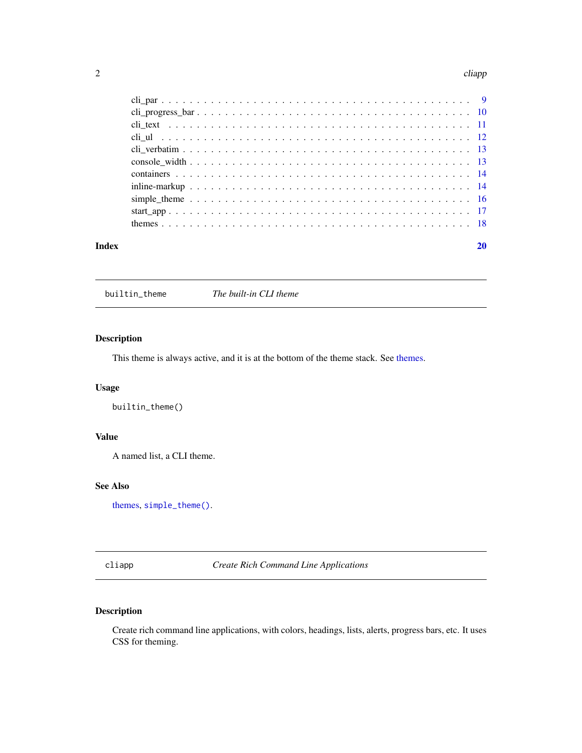cli_par . . . . . . . . . . . . . . . . . . . . . . . . . . . . . . . . . . . . . . . . . . 9
cli_progress_bar . . . . . . . . . . . . . . . . . . . . . . . . . . . . . . . . . . . . . . 10
cli_text . . . . . . . . . . . . . . . . . . . . . . . . . . . . . . . . . . . . . . . . . . 11
cli_ul . . . . . . . . . . . . . . . . . . . . . . . . . . . . . . . . . . . . . . . . . . . 12
cli_verbatim . . . . . . . . . . . . . . . . . . . . . . . . . . . . . . . . . . . . . . . . 13
console_width . . . . . . . . . . . . . . . . . . . . . . . . . . . . . . . . . . . . . . . 13
containers . . . . . . . . . . . . . . . . . . . . . . . . . . . . . . . . . . . . . . . . . 14
inline-markup . . . . . . . . . . . . . . . . . . . . . . . . . . . . . . . . . . . . . . . . 14
simple_theme . . . . . . . . . . . . . . . . . . . . . . . . . . . . . . . . . . . . . . . . 16
start_app . . . . . . . . . . . . . . . . . . . . . . . . . . . . . . . . . . . . . . . . . . 17
themes . . . . . . . . . . . . . . . . . . . . . . . . . . . . . . . . . . . . . . . . . . . 18

**Index** **20**

---

`builtin_theme` *The built-in CLI theme*

---

## Description

This theme is always active, and it is at the bottom of the theme stack. See themes.

## Usage

```
builtin_theme()
```

## Value

A named list, a CLI theme.

## See Also

themes, `simple_theme()`.

---

`cliapp` *Create Rich Command Line Applications*

---

## Description

Create rich command line applications, with colors, headings, lists, alerts, progress bars, etc. It uses CSS for theming.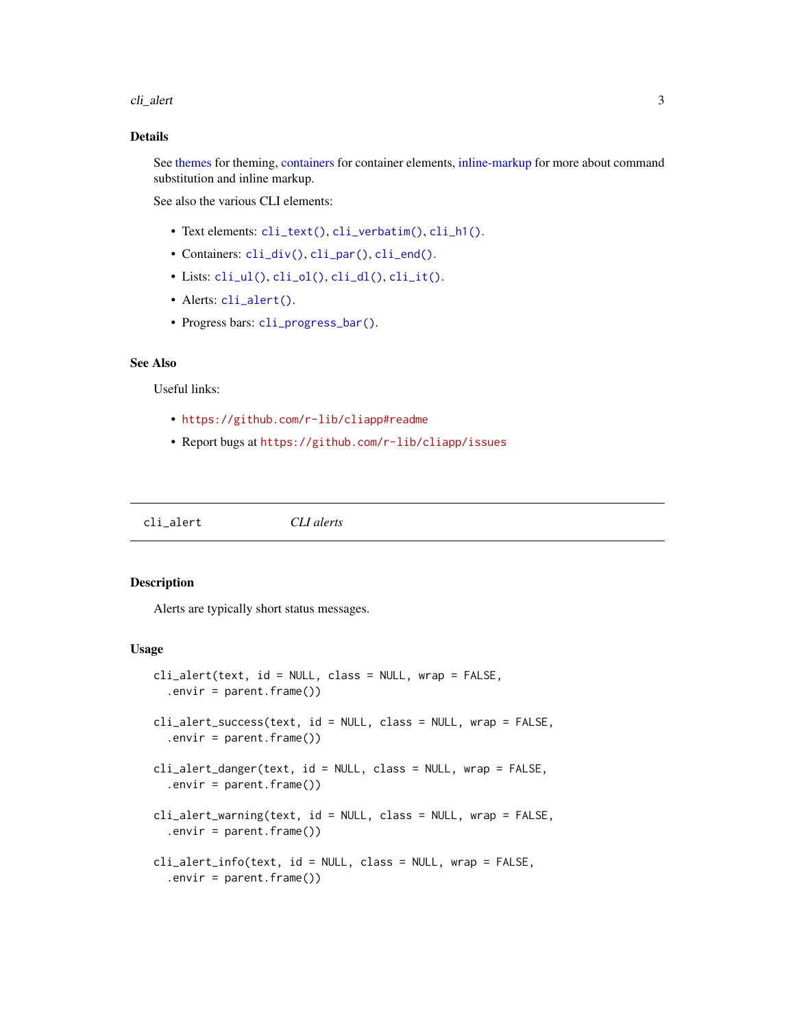## Details

See themes for theming, containers for container elements, inline-markup for more about command substitution and inline markup.

See also the various CLI elements:

- Text elements: `cli_text()`, `cli_verbatim()`, `cli_h1()`.
- Containers: `cli_div()`, `cli_par()`, `cli_end()`.
- Lists: `cli_ul()`, `cli_ol()`, `cli_dl()`, `cli_it()`.
- Alerts: `cli_alert()`.
- Progress bars: `cli_progress_bar()`.

## See Also

Useful links:

- https://github.com/r-lib/cliapp#readme
- Report bugs at https://github.com/r-lib/cliapp/issues

---

# cli_alert — *CLI alerts*

## Description

Alerts are typically short status messages.

## Usage

```
cli_alert(text, id = NULL, class = NULL, wrap = FALSE,
  .envir = parent.frame())

cli_alert_success(text, id = NULL, class = NULL, wrap = FALSE,
  .envir = parent.frame())

cli_alert_danger(text, id = NULL, class = NULL, wrap = FALSE,
  .envir = parent.frame())

cli_alert_warning(text, id = NULL, class = NULL, wrap = FALSE,
  .envir = parent.frame())

cli_alert_info(text, id = NULL, class = NULL, wrap = FALSE,
  .envir = parent.frame())
```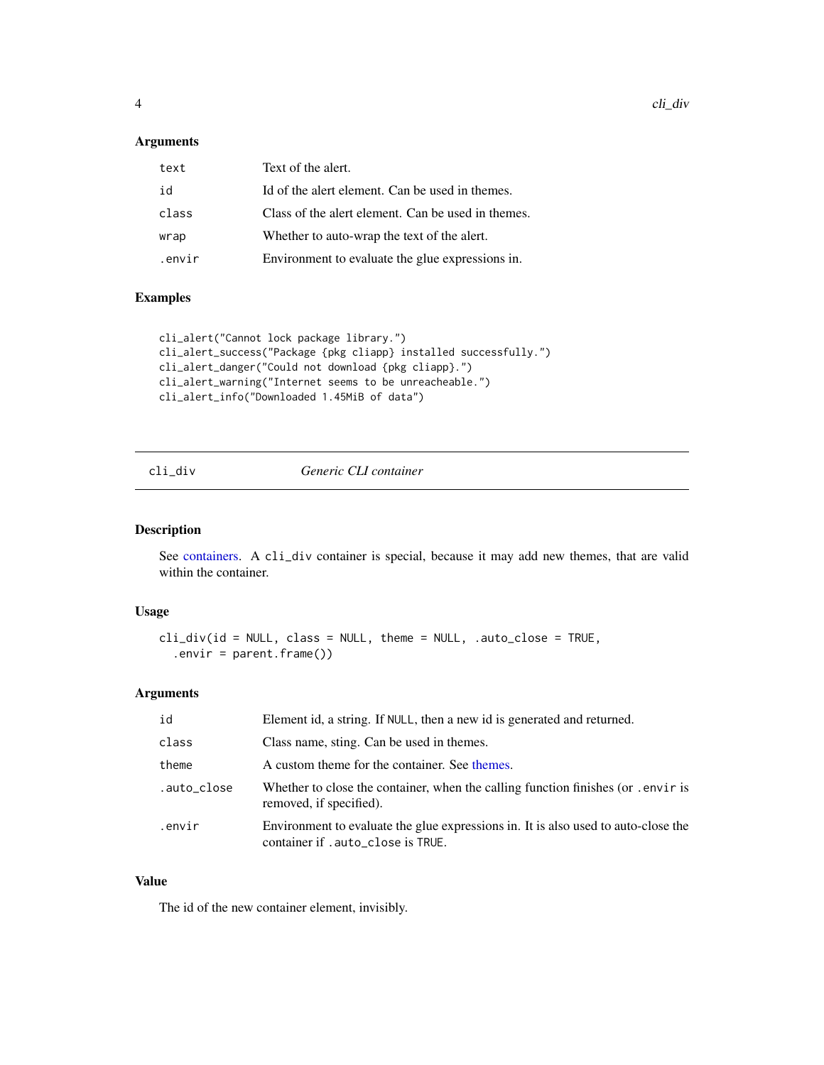### Arguments

| | |
|---|---|
| text | Text of the alert. |
| id | Id of the alert element. Can be used in themes. |
| class | Class of the alert element. Can be used in themes. |
| wrap | Whether to auto-wrap the text of the alert. |
| .envir | Environment to evaluate the glue expressions in. |

### Examples

```
cli_alert("Cannot lock package library.")
cli_alert_success("Package {pkg cliapp} installed successfully.")
cli_alert_danger("Could not download {pkg cliapp}.")
cli_alert_warning("Internet seems to be unreacheable.")
cli_alert_info("Downloaded 1.45MiB of data")
```

---

## cli_div *Generic CLI container*

---

### Description

See containers. A cli_div container is special, because it may add new themes, that are valid within the container.

### Usage

```
cli_div(id = NULL, class = NULL, theme = NULL, .auto_close = TRUE,
  .envir = parent.frame())
```

### Arguments

| | |
|---|---|
| id | Element id, a string. If NULL, then a new id is generated and returned. |
| class | Class name, sting. Can be used in themes. |
| theme | A custom theme for the container. See themes. |
| .auto_close | Whether to close the container, when the calling function finishes (or .envir is removed, if specified). |
| .envir | Environment to evaluate the glue expressions in. It is also used to auto-close the container if .auto_close is TRUE. |

### Value

The id of the new container element, invisibly.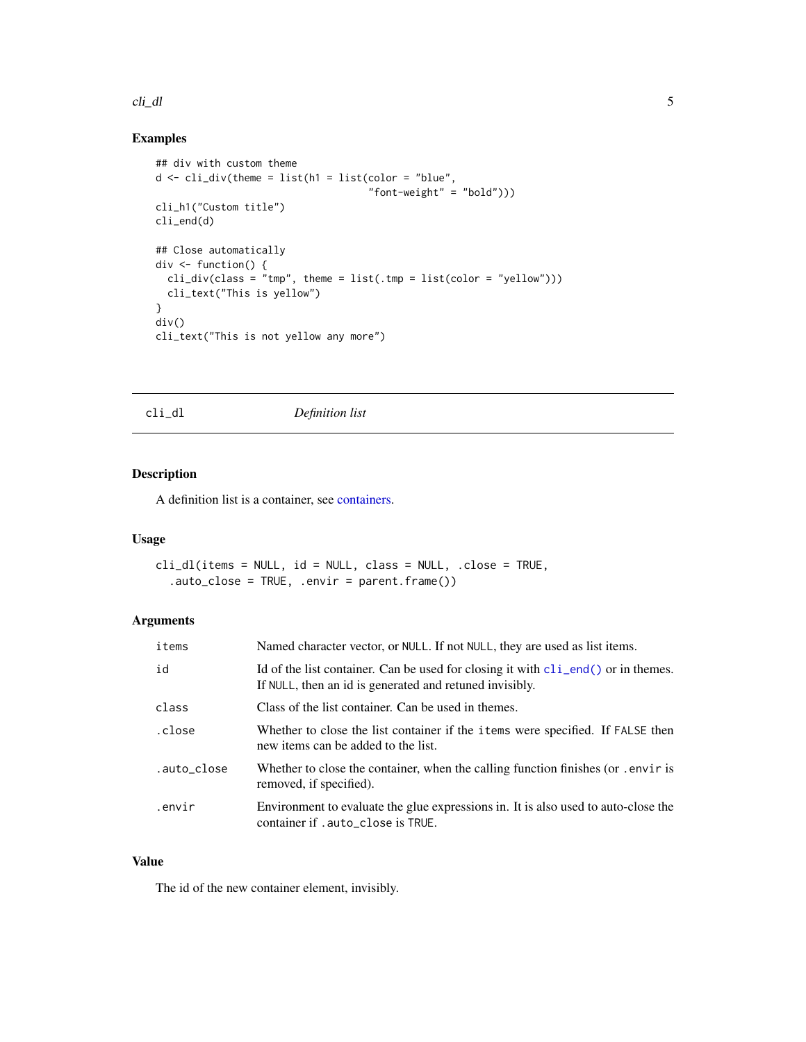## Examples

```
## div with custom theme
d <- cli_div(theme = list(h1 = list(color = "blue",
                                    "font-weight" = "bold")))
cli_h1("Custom title")
cli_end(d)

## Close automatically
div <- function() {
  cli_div(class = "tmp", theme = list(.tmp = list(color = "yellow")))
  cli_text("This is yellow")
}
div()
cli_text("This is not yellow any more")
```

---

# cli_dl — *Definition list*

---

## Description

A definition list is a container, see containers.

## Usage

```
cli_dl(items = NULL, id = NULL, class = NULL, .close = TRUE,
  .auto_close = TRUE, .envir = parent.frame())
```

## Arguments

| Argument | Description |
|---|---|
| items | Named character vector, or NULL. If not NULL, they are used as list items. |
| id | Id of the list container. Can be used for closing it with cli_end() or in themes. If NULL, then an id is generated and retuned invisibly. |
| class | Class of the list container. Can be used in themes. |
| .close | Whether to close the list container if the items were specified. If FALSE then new items can be added to the list. |
| .auto_close | Whether to close the container, when the calling function finishes (or .envir is removed, if specified). |
| .envir | Environment to evaluate the glue expressions in. It is also used to auto-close the container if .auto_close is TRUE. |

## Value

The id of the new container element, invisibly.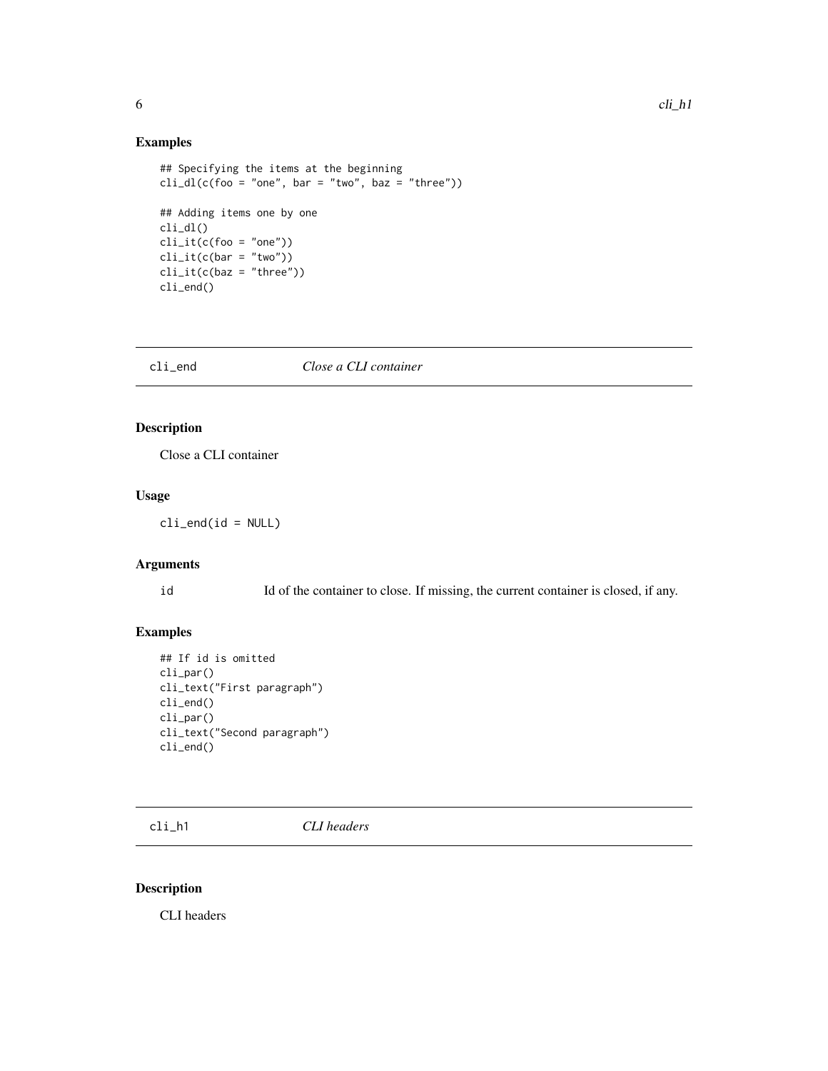### Examples

```
## Specifying the items at the beginning
cli_dl(c(foo = "one", bar = "two", baz = "three"))

## Adding items one by one
cli_dl()
cli_it(c(foo = "one"))
cli_it(c(bar = "two"))
cli_it(c(baz = "three"))
cli_end()
```

---

## cli_end *Close a CLI container*

---

### Description

Close a CLI container

### Usage

```
cli_end(id = NULL)
```

### Arguments

| | |
|---|---|
| id | Id of the container to close. If missing, the current container is closed, if any. |

### Examples

```
## If id is omitted
cli_par()
cli_text("First paragraph")
cli_end()
cli_par()
cli_text("Second paragraph")
cli_end()
```

---

## cli_h1 *CLI headers*

---

### Description

CLI headers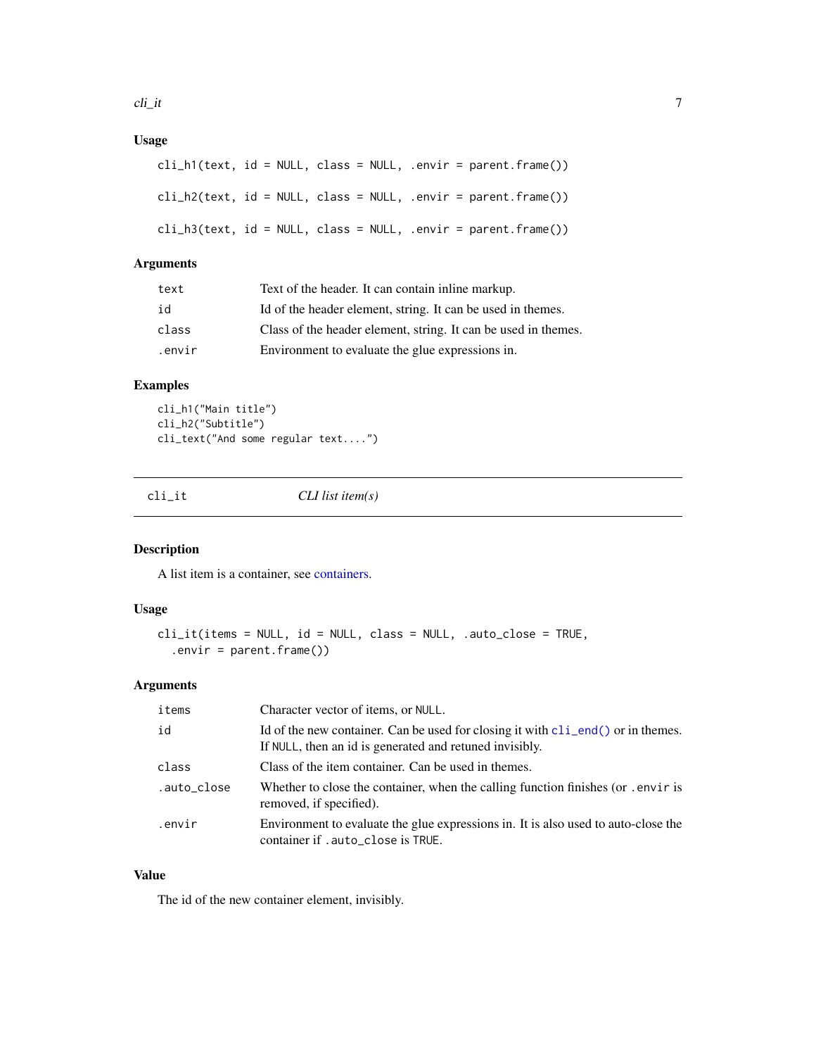### Usage

```
cli_h1(text, id = NULL, class = NULL, .envir = parent.frame())

cli_h2(text, id = NULL, class = NULL, .envir = parent.frame())

cli_h3(text, id = NULL, class = NULL, .envir = parent.frame())
```

### Arguments

| | |
|---|---|
| `text` | Text of the header. It can contain inline markup. |
| `id` | Id of the header element, string. It can be used in themes. |
| `class` | Class of the header element, string. It can be used in themes. |
| `.envir` | Environment to evaluate the glue expressions in. |

### Examples

```
cli_h1("Main title")
cli_h2("Subtitle")
cli_text("And some regular text....")
```

---

## cli_it — *CLI list item(s)*

### Description

A list item is a container, see containers.

### Usage

```
cli_it(items = NULL, id = NULL, class = NULL, .auto_close = TRUE,
  .envir = parent.frame())
```

### Arguments

| | |
|---|---|
| `items` | Character vector of items, or `NULL`. |
| `id` | Id of the new container. Can be used for closing it with `cli_end()` or in themes. If `NULL`, then an id is generated and retuned invisibly. |
| `class` | Class of the item container. Can be used in themes. |
| `.auto_close` | Whether to close the container, when the calling function finishes (or `.envir` is removed, if specified). |
| `.envir` | Environment to evaluate the glue expressions in. It is also used to auto-close the container if `.auto_close` is `TRUE`. |

### Value

The id of the new container element, invisibly.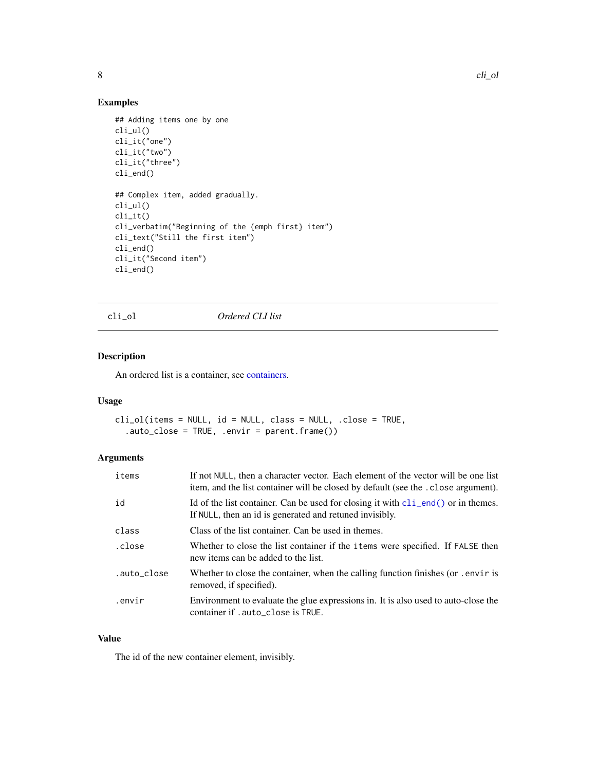### Examples

```
## Adding items one by one
cli_ul()
cli_it("one")
cli_it("two")
cli_it("three")
cli_end()

## Complex item, added gradually.
cli_ul()
cli_it()
cli_verbatim("Beginning of the {emph first} item")
cli_text("Still the first item")
cli_end()
cli_it("Second item")
cli_end()
```

---

## cli_ol *Ordered CLI list*

### Description

An ordered list is a container, see containers.

### Usage

```
cli_ol(items = NULL, id = NULL, class = NULL, .close = TRUE,
  .auto_close = TRUE, .envir = parent.frame())
```

### Arguments

| | |
|---|---|
| items | If not NULL, then a character vector. Each element of the vector will be one list item, and the list container will be closed by default (see the .close argument). |
| id | Id of the list container. Can be used for closing it with cli_end() or in themes. If NULL, then an id is generated and retuned invisibly. |
| class | Class of the list container. Can be used in themes. |
| .close | Whether to close the list container if the items were specified. If FALSE then new items can be added to the list. |
| .auto_close | Whether to close the container, when the calling function finishes (or .envir is removed, if specified). |
| .envir | Environment to evaluate the glue expressions in. It is also used to auto-close the container if .auto_close is TRUE. |

### Value

The id of the new container element, invisibly.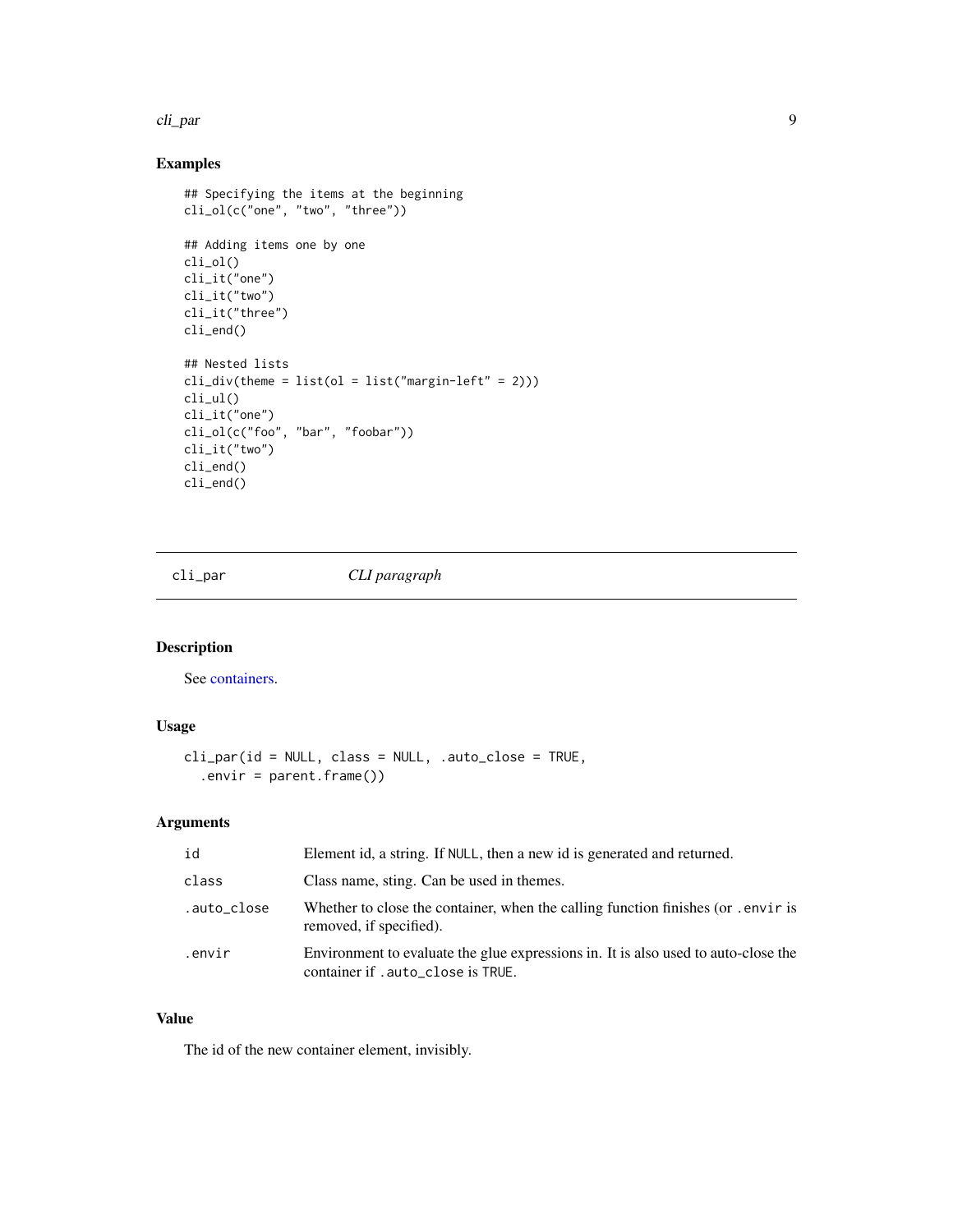## Examples

```
## Specifying the items at the beginning
cli_ol(c("one", "two", "three"))

## Adding items one by one
cli_ol()
cli_it("one")
cli_it("two")
cli_it("three")
cli_end()

## Nested lists
cli_div(theme = list(ol = list("margin-left" = 2)))
cli_ul()
cli_it("one")
cli_ol(c("foo", "bar", "foobar"))
cli_it("two")
cli_end()
cli_end()
```

---

# cli_par *CLI paragraph*

---

## Description

See containers.

## Usage

```
cli_par(id = NULL, class = NULL, .auto_close = TRUE,
  .envir = parent.frame())
```

## Arguments

| | |
|---|---|
| id | Element id, a string. If NULL, then a new id is generated and returned. |
| class | Class name, sting. Can be used in themes. |
| .auto_close | Whether to close the container, when the calling function finishes (or .envir is removed, if specified). |
| .envir | Environment to evaluate the glue expressions in. It is also used to auto-close the container if .auto_close is TRUE. |

## Value

The id of the new container element, invisibly.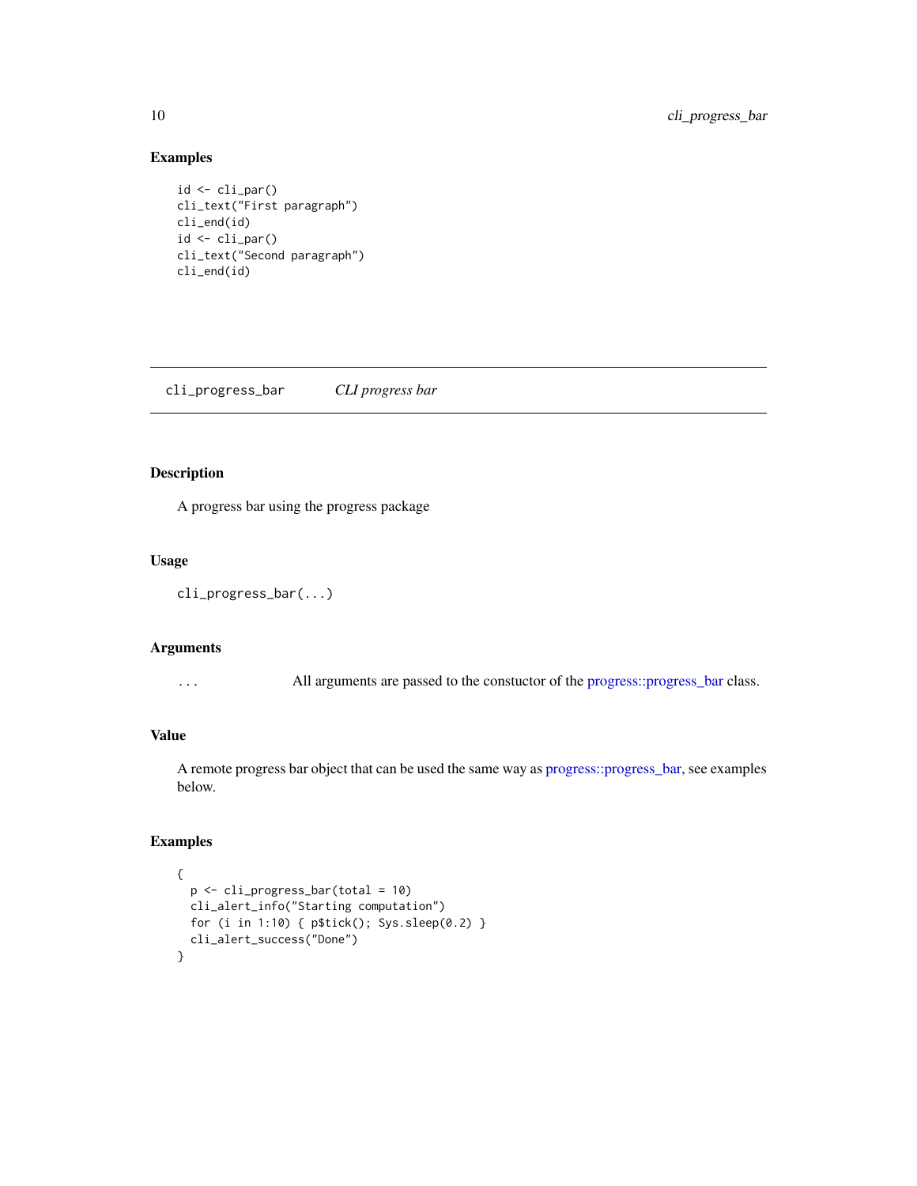### Examples

```
id <- cli_par()
cli_text("First paragraph")
cli_end(id)
id <- cli_par()
cli_text("Second paragraph")
cli_end(id)
```

---

## cli_progress_bar *CLI progress bar*

---

### Description

A progress bar using the progress package

### Usage

```
cli_progress_bar(...)
```

### Arguments

| | |
|---|---|
| `...` | All arguments are passed to the constuctor of the progress::progress_bar class. |

### Value

A remote progress bar object that can be used the same way as progress::progress_bar, see examples below.

### Examples

```
{
  p <- cli_progress_bar(total = 10)
  cli_alert_info("Starting computation")
  for (i in 1:10) { p$tick(); Sys.sleep(0.2) }
  cli_alert_success("Done")
}
```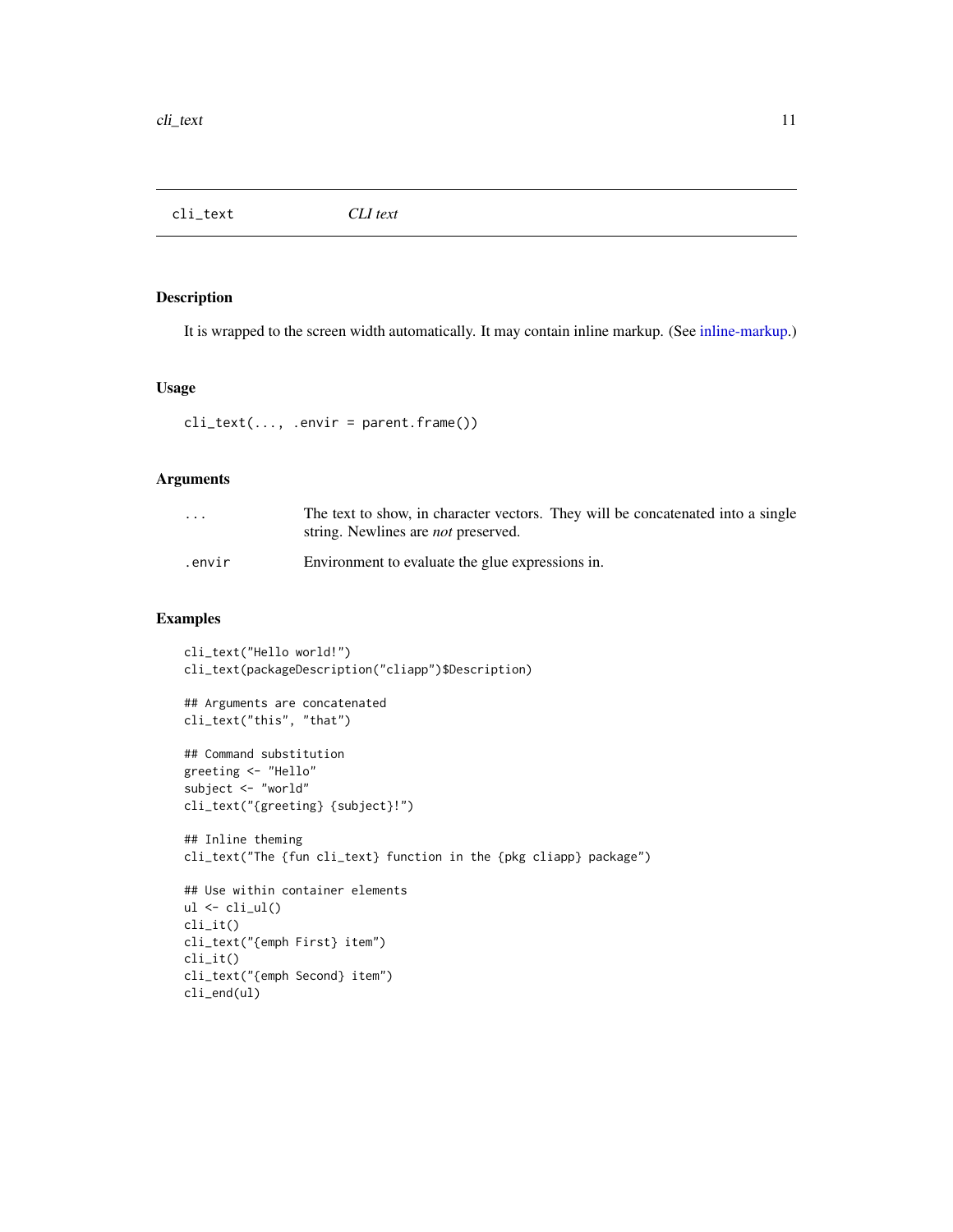## cli_text *CLI text*

### Description

It is wrapped to the screen width automatically. It may contain inline markup. (See inline-markup.)

### Usage

```
cli_text(..., .envir = parent.frame())
```

### Arguments

| | |
|---|---|
| ... | The text to show, in character vectors. They will be concatenated into a single string. Newlines are *not* preserved. |
| .envir | Environment to evaluate the glue expressions in. |

### Examples

```
cli_text("Hello world!")
cli_text(packageDescription("cliapp")$Description)

## Arguments are concatenated
cli_text("this", "that")

## Command substitution
greeting <- "Hello"
subject <- "world"
cli_text("{greeting} {subject}!")

## Inline theming
cli_text("The {fun cli_text} function in the {pkg cliapp} package")

## Use within container elements
ul <- cli_ul()
cli_it()
cli_text("{emph First} item")
cli_it()
cli_text("{emph Second} item")
cli_end(ul)
```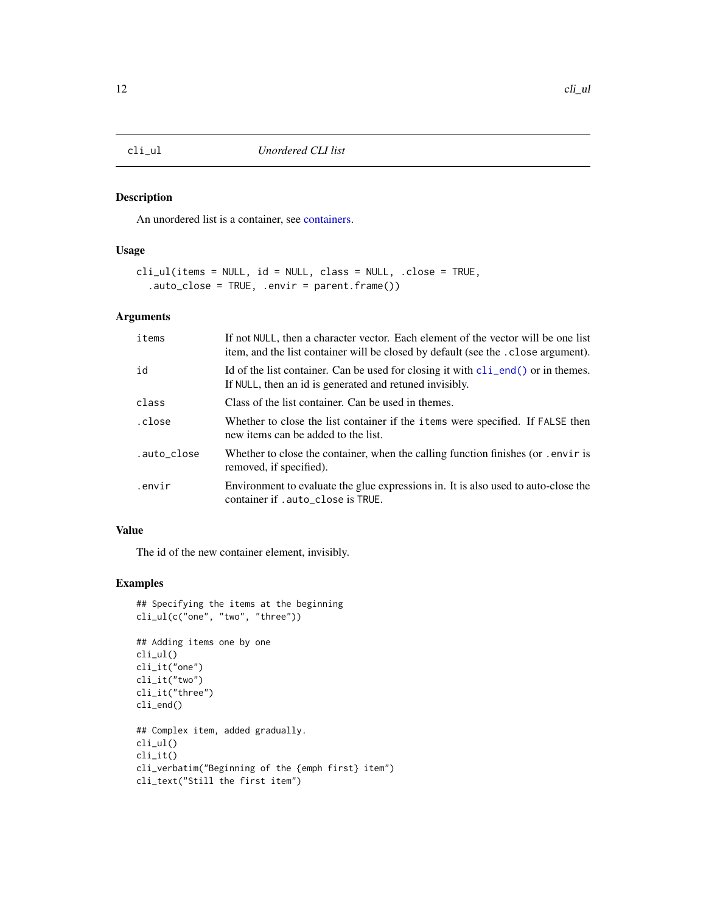## cli_ul — *Unordered CLI list*

### Description

An unordered list is a container, see containers.

### Usage

```
cli_ul(items = NULL, id = NULL, class = NULL, .close = TRUE,
  .auto_close = TRUE, .envir = parent.frame())
```

### Arguments

| | |
|---|---|
| items | If not NULL, then a character vector. Each element of the vector will be one list item, and the list container will be closed by default (see the .close argument). |
| id | Id of the list container. Can be used for closing it with cli_end() or in themes. If NULL, then an id is generated and retuned invisibly. |
| class | Class of the list container. Can be used in themes. |
| .close | Whether to close the list container if the items were specified. If FALSE then new items can be added to the list. |
| .auto_close | Whether to close the container, when the calling function finishes (or .envir is removed, if specified). |
| .envir | Environment to evaluate the glue expressions in. It is also used to auto-close the container if .auto_close is TRUE. |

### Value

The id of the new container element, invisibly.

### Examples

```
## Specifying the items at the beginning
cli_ul(c("one", "two", "three"))

## Adding items one by one
cli_ul()
cli_it("one")
cli_it("two")
cli_it("three")
cli_end()

## Complex item, added gradually.
cli_ul()
cli_it()
cli_verbatim("Beginning of the {emph first} item")
cli_text("Still the first item")
```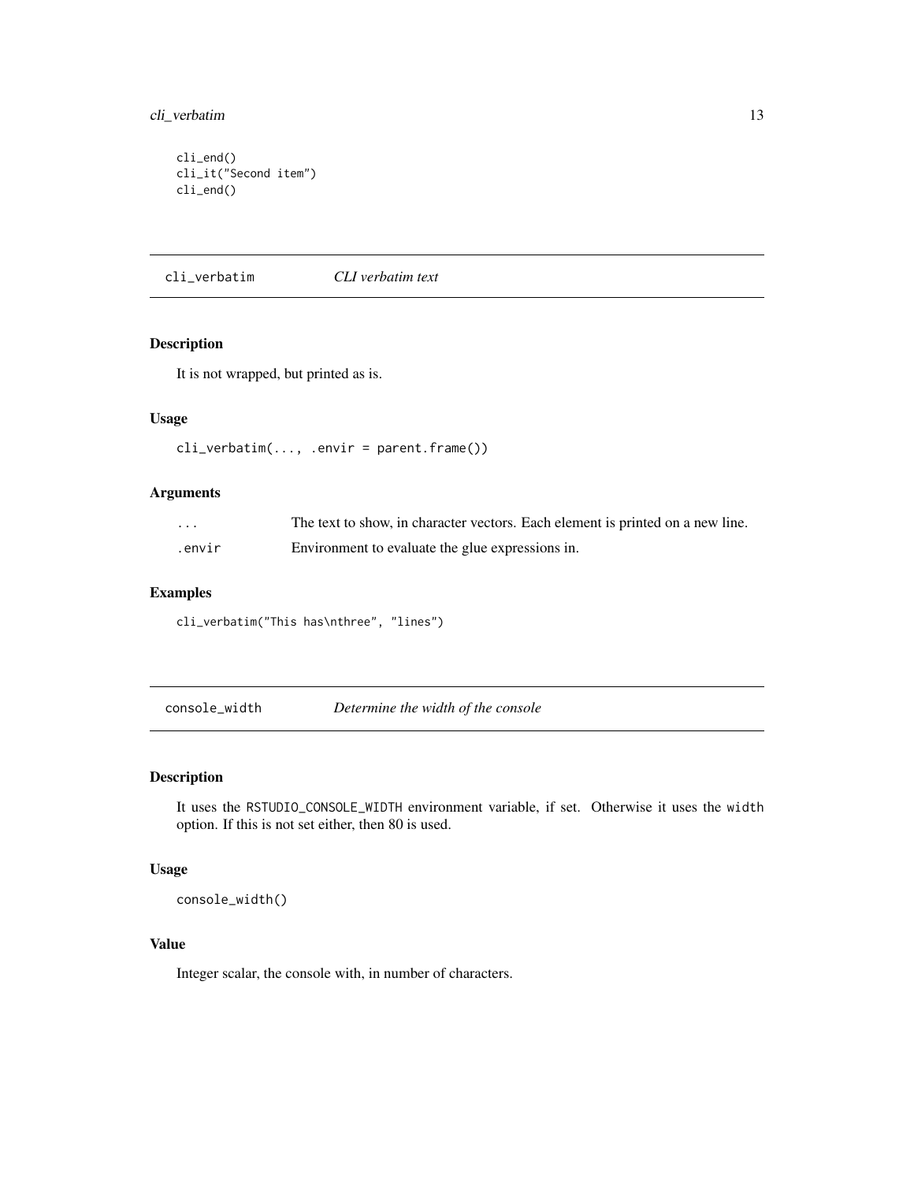```
cli_end()
cli_it("Second item")
cli_end()
```

## cli_verbatim *CLI verbatim text*

### Description

It is not wrapped, but printed as is.

### Usage

```
cli_verbatim(..., .envir = parent.frame())
```

### Arguments

| | |
|---|---|
| `...` | The text to show, in character vectors. Each element is printed on a new line. |
| `.envir` | Environment to evaluate the glue expressions in. |

### Examples

```
cli_verbatim("This has\nthree", "lines")
```

## console_width *Determine the width of the console*

### Description

It uses the `RSTUDIO_CONSOLE_WIDTH` environment variable, if set. Otherwise it uses the `width` option. If this is not set either, then 80 is used.

### Usage

```
console_width()
```

### Value

Integer scalar, the console with, in number of characters.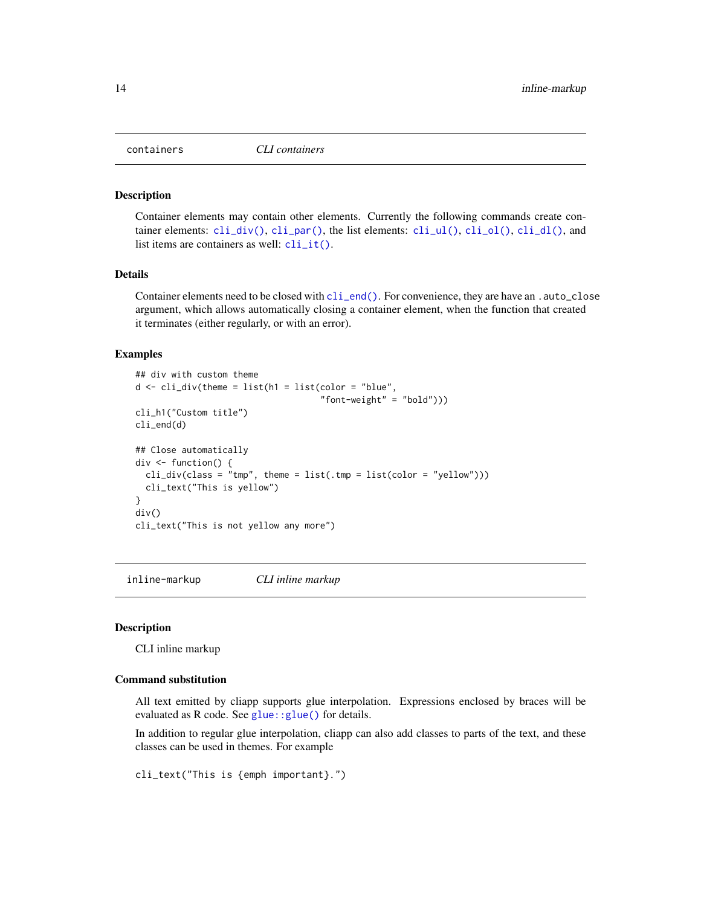## containers — *CLI containers*

### Description

Container elements may contain other elements. Currently the following commands create container elements: `cli_div()`, `cli_par()`, the list elements: `cli_ul()`, `cli_ol()`, `cli_dl()`, and list items are containers as well: `cli_it()`.

### Details

Container elements need to be closed with `cli_end()`. For convenience, they are have an `.auto_close` argument, which allows automatically closing a container element, when the function that created it terminates (either regularly, or with an error).

### Examples

```
## div with custom theme
d <- cli_div(theme = list(h1 = list(color = "blue",
                                    "font-weight" = "bold")))
cli_h1("Custom title")
cli_end(d)

## Close automatically
div <- function() {
  cli_div(class = "tmp", theme = list(.tmp = list(color = "yellow")))
  cli_text("This is yellow")
}
div()
cli_text("This is not yellow any more")
```

## inline-markup — *CLI inline markup*

### Description

CLI inline markup

### Command substitution

All text emitted by cliapp supports glue interpolation. Expressions enclosed by braces will be evaluated as R code. See `glue::glue()` for details.

In addition to regular glue interpolation, cliapp can also add classes to parts of the text, and these classes can be used in themes. For example

```
cli_text("This is {emph important}.")
```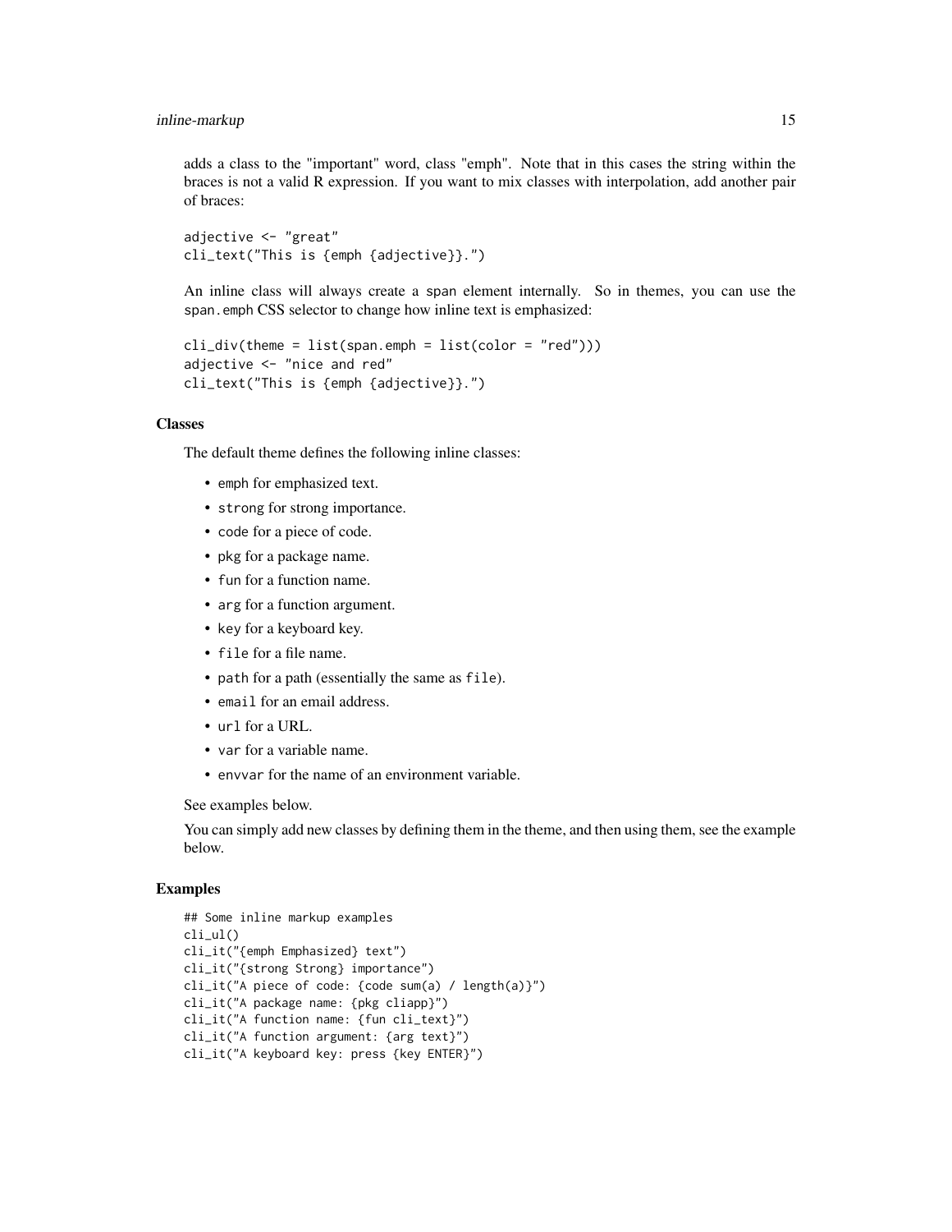adds a class to the "important" word, class "emph". Note that in this cases the string within the braces is not a valid R expression. If you want to mix classes with interpolation, add another pair of braces:

```
adjective <- "great"
cli_text("This is {emph {adjective}}.")
```

An inline class will always create a span element internally. So in themes, you can use the span.emph CSS selector to change how inline text is emphasized:

```
cli_div(theme = list(span.emph = list(color = "red")))
adjective <- "nice and red"
cli_text("This is {emph {adjective}}.")
```

### Classes

The default theme defines the following inline classes:

- emph for emphasized text.
- strong for strong importance.
- code for a piece of code.
- pkg for a package name.
- fun for a function name.
- arg for a function argument.
- key for a keyboard key.
- file for a file name.
- path for a path (essentially the same as file).
- email for an email address.
- url for a URL.
- var for a variable name.
- envvar for the name of an environment variable.

See examples below.

You can simply add new classes by defining them in the theme, and then using them, see the example below.

### Examples

```
## Some inline markup examples
cli_ul()
cli_it("{emph Emphasized} text")
cli_it("{strong Strong} importance")
cli_it("A piece of code: {code sum(a) / length(a)}")
cli_it("A package name: {pkg cliapp}")
cli_it("A function name: {fun cli_text}")
cli_it("A function argument: {arg text}")
cli_it("A keyboard key: press {key ENTER}")
```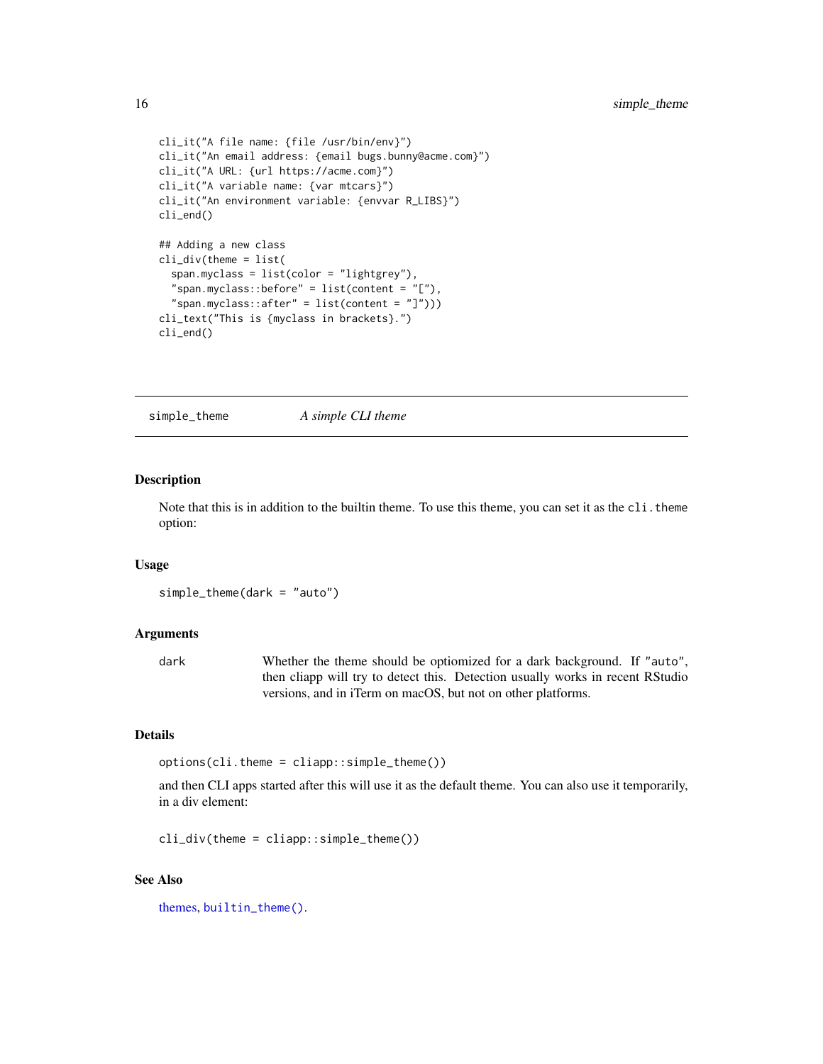```
cli_it("A file name: {file /usr/bin/env}")
cli_it("An email address: {email bugs.bunny@acme.com}")
cli_it("A URL: {url https://acme.com}")
cli_it("A variable name: {var mtcars}")
cli_it("An environment variable: {envvar R_LIBS}")
cli_end()

## Adding a new class
cli_div(theme = list(
  span.myclass = list(color = "lightgrey"),
  "span.myclass::before" = list(content = "["),
  "span.myclass::after" = list(content = "]")))
cli_text("This is {myclass in brackets}.")
cli_end()
```

---

## simple_theme *A simple CLI theme*

---

### Description

Note that this is in addition to the builtin theme. To use this theme, you can set it as the `cli.theme` option:

### Usage

```
simple_theme(dark = "auto")
```

### Arguments

| | |
|---|---|
| `dark` | Whether the theme should be optiomized for a dark background. If `"auto"`, then cliapp will try to detect this. Detection usually works in recent RStudio versions, and in iTerm on macOS, but not on other platforms. |

### Details

```
options(cli.theme = cliapp::simple_theme())
```

and then CLI apps started after this will use it as the default theme. You can also use it temporarily, in a div element:

```
cli_div(theme = cliapp::simple_theme())
```

### See Also

themes, `builtin_theme()`.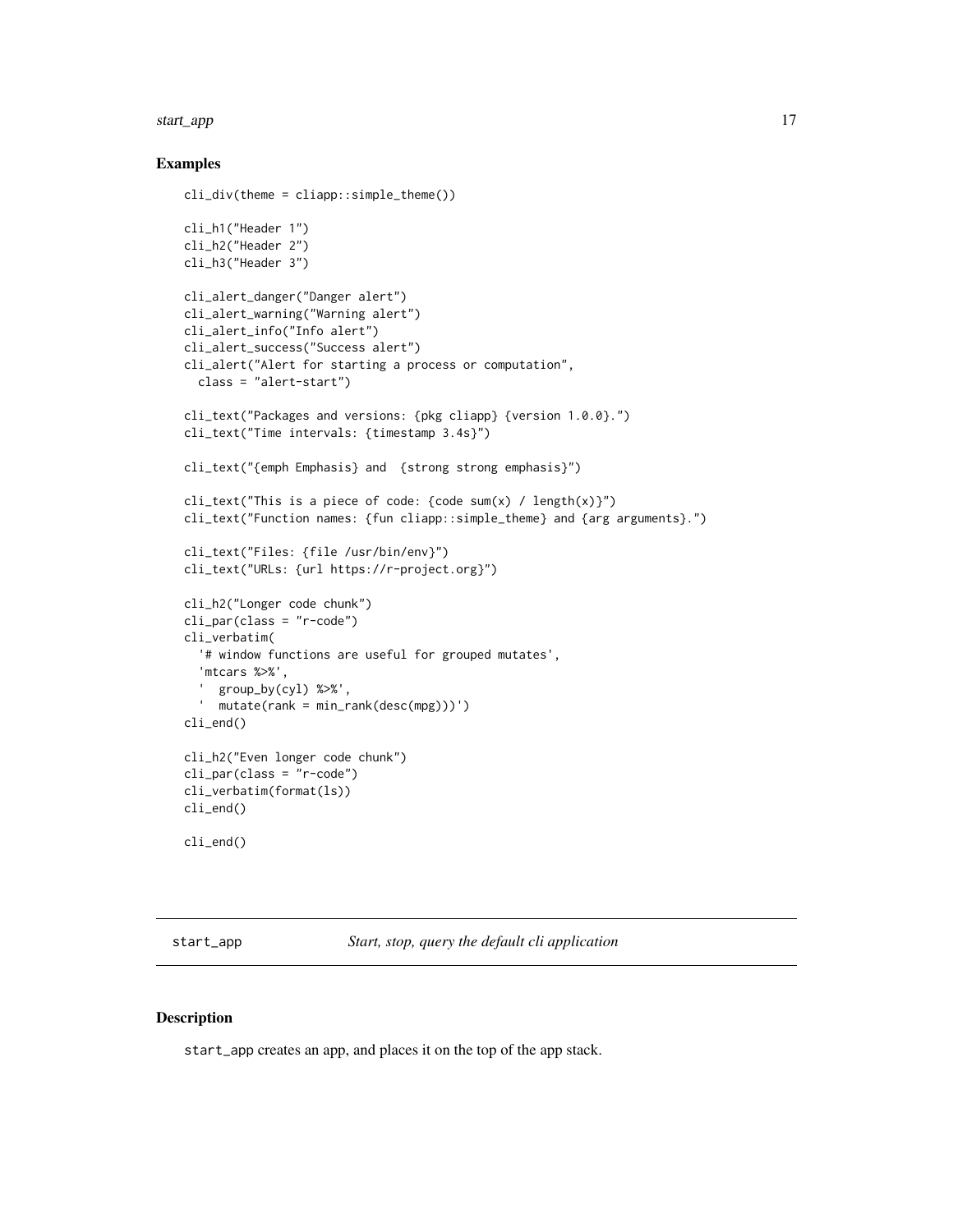## Examples

```
cli_div(theme = cliapp::simple_theme())

cli_h1("Header 1")
cli_h2("Header 2")
cli_h3("Header 3")

cli_alert_danger("Danger alert")
cli_alert_warning("Warning alert")
cli_alert_info("Info alert")
cli_alert_success("Success alert")
cli_alert("Alert for starting a process or computation",
  class = "alert-start")

cli_text("Packages and versions: {pkg cliapp} {version 1.0.0}.")
cli_text("Time intervals: {timestamp 3.4s}")

cli_text("{emph Emphasis} and  {strong strong emphasis}")

cli_text("This is a piece of code: {code sum(x) / length(x)}")
cli_text("Function names: {fun cliapp::simple_theme} and {arg arguments}.")

cli_text("Files: {file /usr/bin/env}")
cli_text("URLs: {url https://r-project.org}")

cli_h2("Longer code chunk")
cli_par(class = "r-code")
cli_verbatim(
  '# window functions are useful for grouped mutates',
  'mtcars %>%',
  '  group_by(cyl) %>%',
  '  mutate(rank = min_rank(desc(mpg)))')
cli_end()

cli_h2("Even longer code chunk")
cli_par(class = "r-code")
cli_verbatim(format(ls))
cli_end()

cli_end()
```

---

`start_app` *Start, stop, query the default cli application*

---

## Description

`start_app` creates an app, and places it on the top of the app stack.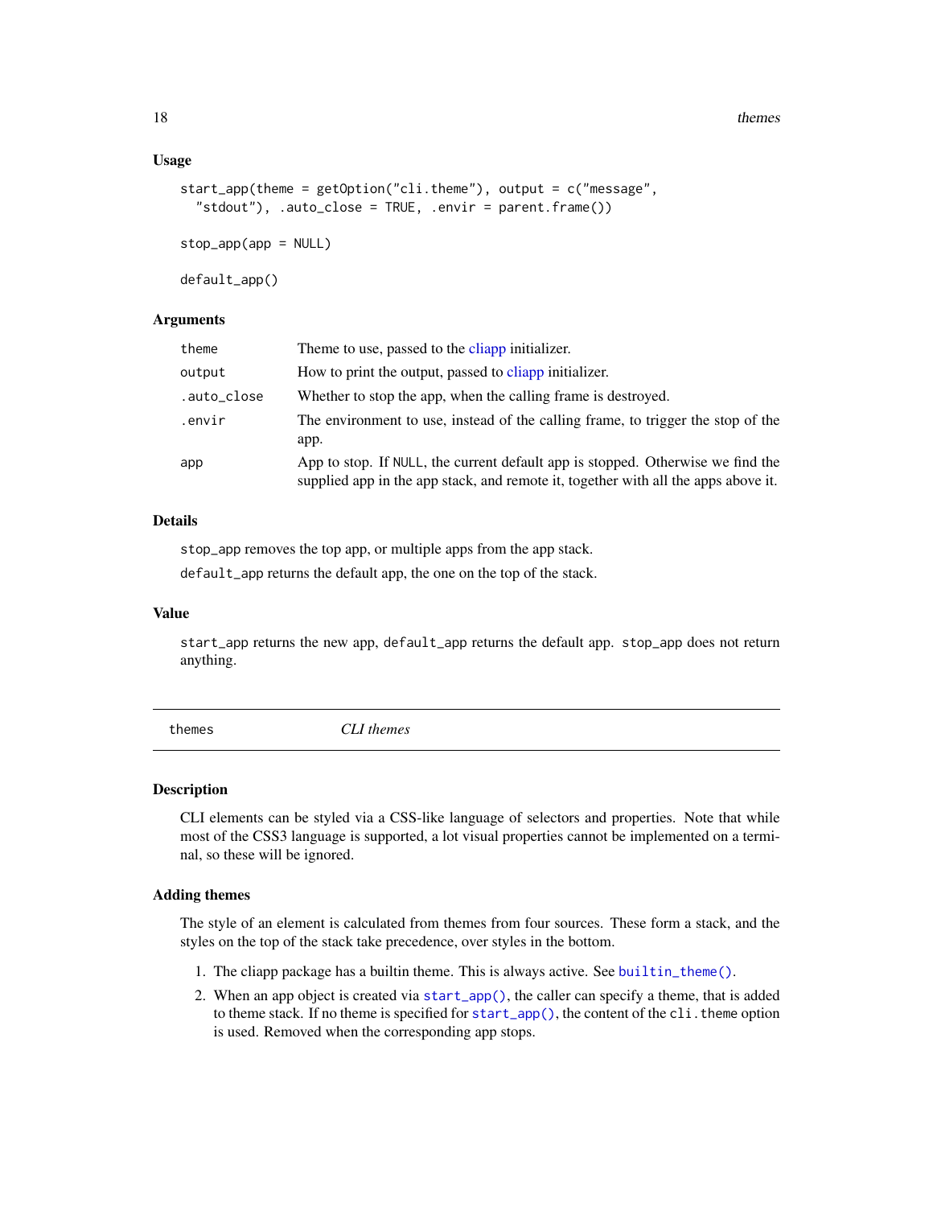### Usage

```
start_app(theme = getOption("cli.theme"), output = c("message",
  "stdout"), .auto_close = TRUE, .envir = parent.frame())

stop_app(app = NULL)

default_app()
```

### Arguments

| | |
|---|---|
| theme | Theme to use, passed to the cliapp initializer. |
| output | How to print the output, passed to cliapp initializer. |
| .auto_close | Whether to stop the app, when the calling frame is destroyed. |
| .envir | The environment to use, instead of the calling frame, to trigger the stop of the app. |
| app | App to stop. If NULL, the current default app is stopped. Otherwise we find the supplied app in the app stack, and remote it, together with all the apps above it. |

### Details

`stop_app` removes the top app, or multiple apps from the app stack.

`default_app` returns the default app, the one on the top of the stack.

### Value

`start_app` returns the new app, `default_app` returns the default app. `stop_app` does not return anything.

---

## themes — *CLI themes*

---

### Description

CLI elements can be styled via a CSS-like language of selectors and properties. Note that while most of the CSS3 language is supported, a lot visual properties cannot be implemented on a terminal, so these will be ignored.

### Adding themes

The style of an element is calculated from themes from four sources. These form a stack, and the styles on the top of the stack take precedence, over styles in the bottom.

1. The cliapp package has a builtin theme. This is always active. See `builtin_theme()`.
2. When an app object is created via `start_app()`, the caller can specify a theme, that is added to theme stack. If no theme is specified for `start_app()`, the content of the `cli.theme` option is used. Removed when the corresponding app stops.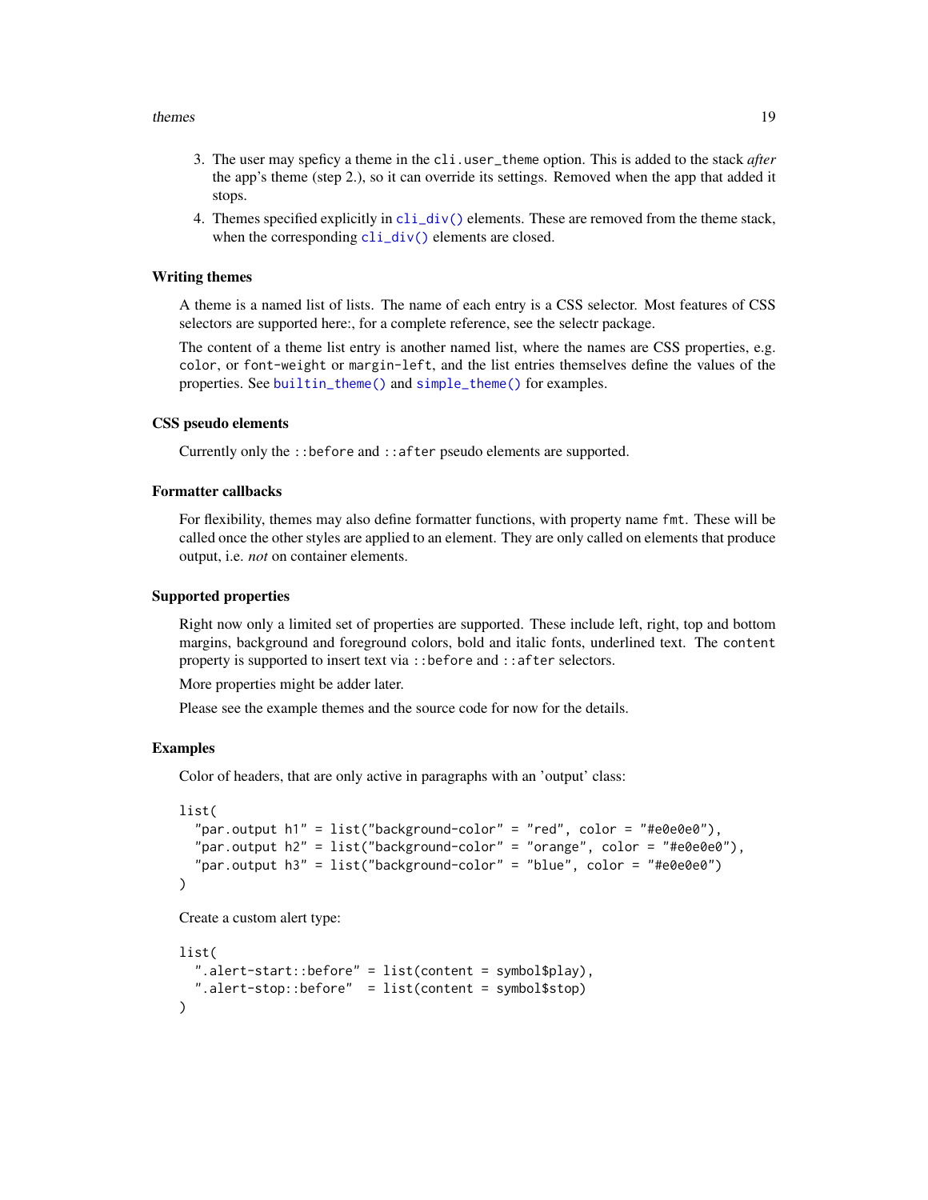3. The user may speficy a theme in the `cli.user_theme` option. This is added to the stack *after* the app's theme (step 2.), so it can override its settings. Removed when the app that added it stops.
4. Themes specified explicitly in `cli_div()` elements. These are removed from the theme stack, when the corresponding `cli_div()` elements are closed.

## Writing themes

A theme is a named list of lists. The name of each entry is a CSS selector. Most features of CSS selectors are supported here:, for a complete reference, see the selectr package.

The content of a theme list entry is another named list, where the names are CSS properties, e.g. `color`, or `font-weight` or `margin-left`, and the list entries themselves define the values of the properties. See `builtin_theme()` and `simple_theme()` for examples.

## CSS pseudo elements

Currently only the `::before` and `::after` pseudo elements are supported.

## Formatter callbacks

For flexibility, themes may also define formatter functions, with property name `fmt`. These will be called once the other styles are applied to an element. They are only called on elements that produce output, i.e. *not* on container elements.

## Supported properties

Right now only a limited set of properties are supported. These include left, right, top and bottom margins, background and foreground colors, bold and italic fonts, underlined text. The `content` property is supported to insert text via `::before` and `::after` selectors.

More properties might be adder later.

Please see the example themes and the source code for now for the details.

## Examples

Color of headers, that are only active in paragraphs with an 'output' class:

```
list(
  "par.output h1" = list("background-color" = "red", color = "#e0e0e0"),
  "par.output h2" = list("background-color" = "orange", color = "#e0e0e0"),
  "par.output h3" = list("background-color" = "blue", color = "#e0e0e0")
)
```

Create a custom alert type:

```
list(
  ".alert-start::before" = list(content = symbol$play),
  ".alert-stop::before"  = list(content = symbol$stop)
)
```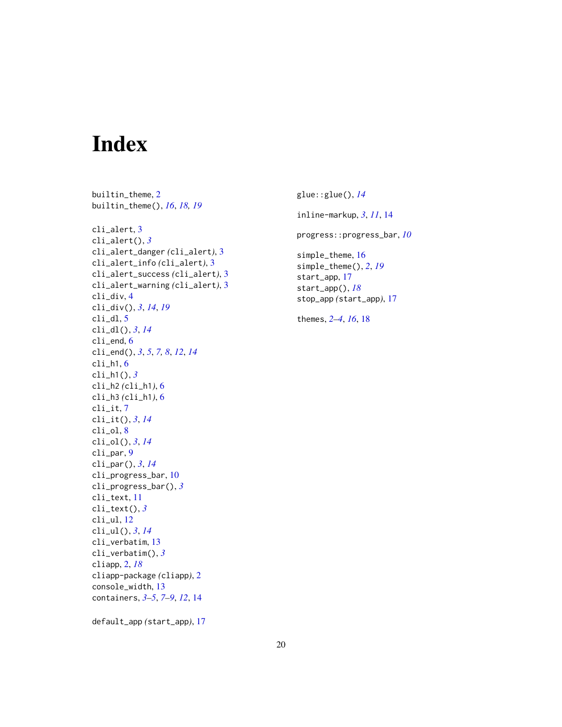# Index

builtin_theme, 2
builtin_theme(), *16*, *18*, *19*

cli_alert, 3
cli_alert(), *3*
cli_alert_danger *(*cli_alert*)*, 3
cli_alert_info *(*cli_alert*)*, 3
cli_alert_success *(*cli_alert*)*, 3
cli_alert_warning *(*cli_alert*)*, 3
cli_div, 4
cli_div(), *3*, *14*, *19*
cli_dl, 5
cli_dl(), *3*, *14*
cli_end, 6
cli_end(), *3*, *5*, *7, 8*, *12*, *14*
cli_h1, 6
cli_h1(), *3*
cli_h2 *(*cli_h1*)*, 6
cli_h3 *(*cli_h1*)*, 6
cli_it, 7
cli_it(), *3*, *14*
cli_ol, 8
cli_ol(), *3*, *14*
cli_par, 9
cli_par(), *3*, *14*
cli_progress_bar, 10
cli_progress_bar(), *3*
cli_text, 11
cli_text(), *3*
cli_ul, 12
cli_ul(), *3*, *14*
cli_verbatim, 13
cli_verbatim(), *3*
cliapp, 2, *18*
cliapp-package *(*cliapp*)*, 2
console_width, 13
containers, *3–5*, *7–9*, *12*, 14

default_app *(*start_app*)*, 17

glue::glue(), *14*

inline-markup, *3*, *11*, 14

progress::progress_bar, *10*

simple_theme, 16
simple_theme(), *2*, *19*
start_app, 17
start_app(), *18*
stop_app *(*start_app*)*, 17

themes, *2–4*, *16*, 18